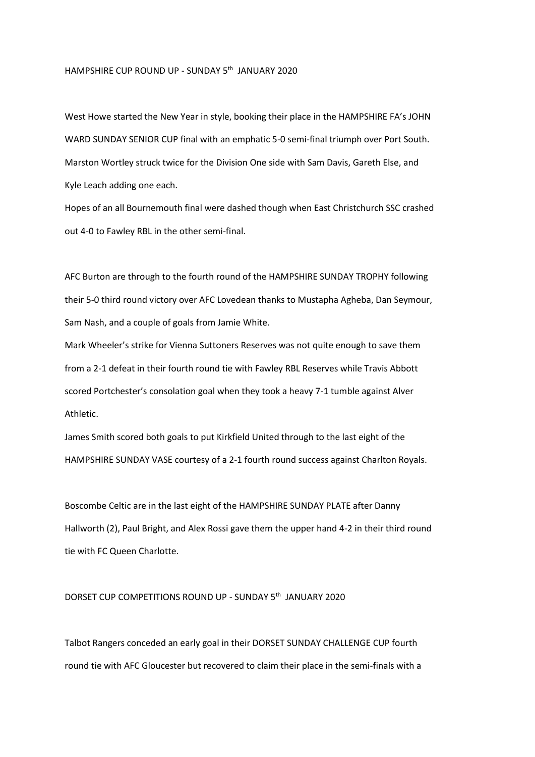## HAMPSHIRE CUP ROUND UP - SUNDAY 5th JANUARY 2020

West Howe started the New Year in style, booking their place in the HAMPSHIRE FA's JOHN WARD SUNDAY SENIOR CUP final with an emphatic 5-0 semi-final triumph over Port South. Marston Wortley struck twice for the Division One side with Sam Davis, Gareth Else, and Kyle Leach adding one each.

Hopes of an all Bournemouth final were dashed though when East Christchurch SSC crashed out 4-0 to Fawley RBL in the other semi-final.

AFC Burton are through to the fourth round of the HAMPSHIRE SUNDAY TROPHY following their 5-0 third round victory over AFC Lovedean thanks to Mustapha Agheba, Dan Seymour, Sam Nash, and a couple of goals from Jamie White.

Mark Wheeler's strike for Vienna Suttoners Reserves was not quite enough to save them from a 2-1 defeat in their fourth round tie with Fawley RBL Reserves while Travis Abbott scored Portchester's consolation goal when they took a heavy 7-1 tumble against Alver Athletic.

James Smith scored both goals to put Kirkfield United through to the last eight of the HAMPSHIRE SUNDAY VASE courtesy of a 2-1 fourth round success against Charlton Royals.

Boscombe Celtic are in the last eight of the HAMPSHIRE SUNDAY PLATE after Danny Hallworth (2), Paul Bright, and Alex Rossi gave them the upper hand 4-2 in their third round tie with FC Queen Charlotte.

## DORSET CUP COMPETITIONS ROUND UP - SUNDAY 5th JANUARY 2020

Talbot Rangers conceded an early goal in their DORSET SUNDAY CHALLENGE CUP fourth round tie with AFC Gloucester but recovered to claim their place in the semi-finals with a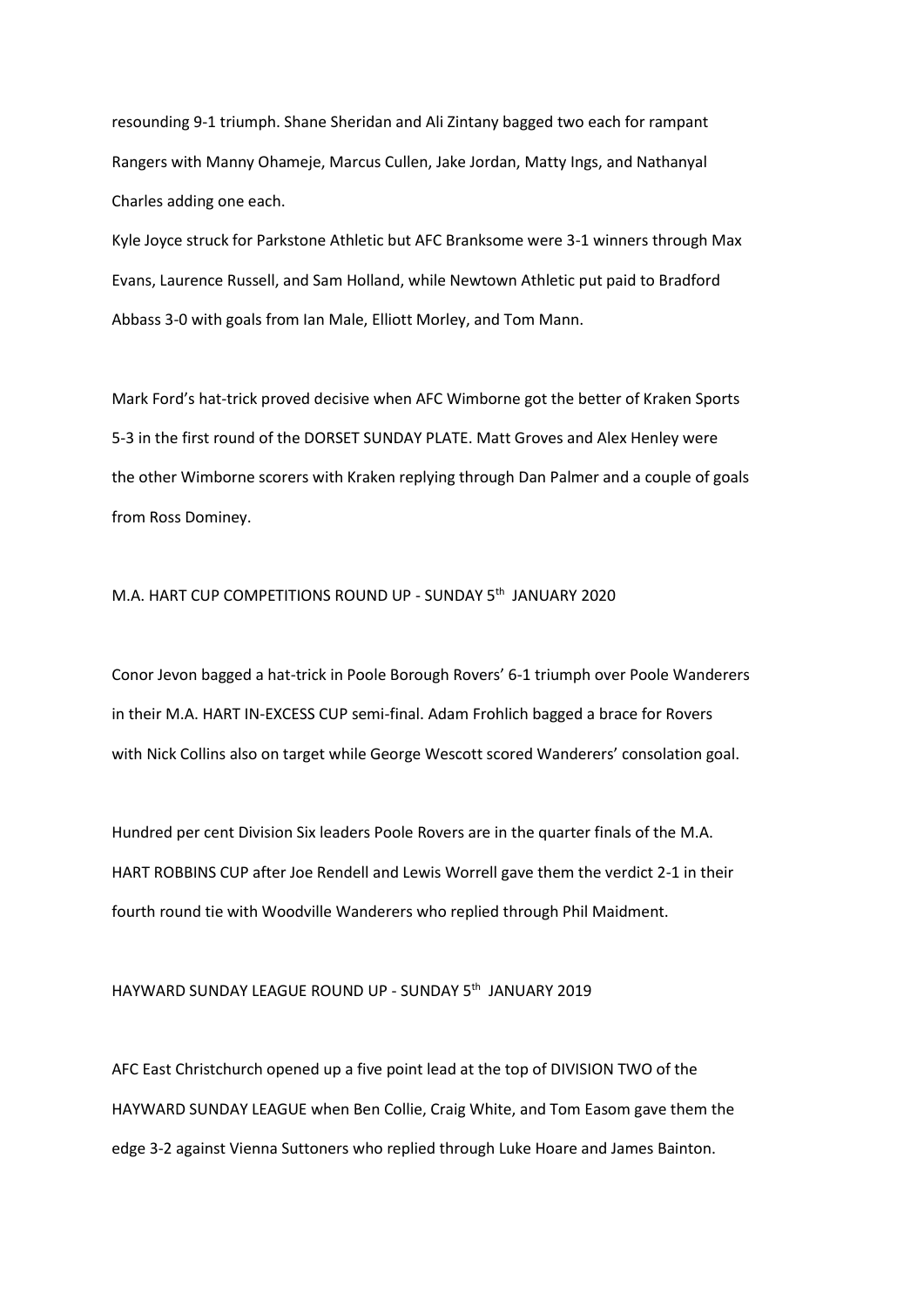resounding 9-1 triumph. Shane Sheridan and Ali Zintany bagged two each for rampant Rangers with Manny Ohameje, Marcus Cullen, Jake Jordan, Matty Ings, and Nathanyal Charles adding one each.

Kyle Joyce struck for Parkstone Athletic but AFC Branksome were 3-1 winners through Max Evans, Laurence Russell, and Sam Holland, while Newtown Athletic put paid to Bradford Abbass 3-0 with goals from Ian Male, Elliott Morley, and Tom Mann.

Mark Ford's hat-trick proved decisive when AFC Wimborne got the better of Kraken Sports 5-3 in the first round of the DORSET SUNDAY PLATE. Matt Groves and Alex Henley were the other Wimborne scorers with Kraken replying through Dan Palmer and a couple of goals from Ross Dominey.

## M.A. HART CUP COMPETITIONS ROUND UP - SUNDAY 5th JANUARY 2020

Conor Jevon bagged a hat-trick in Poole Borough Rovers' 6-1 triumph over Poole Wanderers in their M.A. HART IN-EXCESS CUP semi-final. Adam Frohlich bagged a brace for Rovers with Nick Collins also on target while George Wescott scored Wanderers' consolation goal.

Hundred per cent Division Six leaders Poole Rovers are in the quarter finals of the M.A. HART ROBBINS CUP after Joe Rendell and Lewis Worrell gave them the verdict 2-1 in their fourth round tie with Woodville Wanderers who replied through Phil Maidment.

## HAYWARD SUNDAY LEAGUE ROUND UP - SUNDAY 5th JANUARY 2019

AFC East Christchurch opened up a five point lead at the top of DIVISION TWO of the HAYWARD SUNDAY LEAGUE when Ben Collie, Craig White, and Tom Easom gave them the edge 3-2 against Vienna Suttoners who replied through Luke Hoare and James Bainton.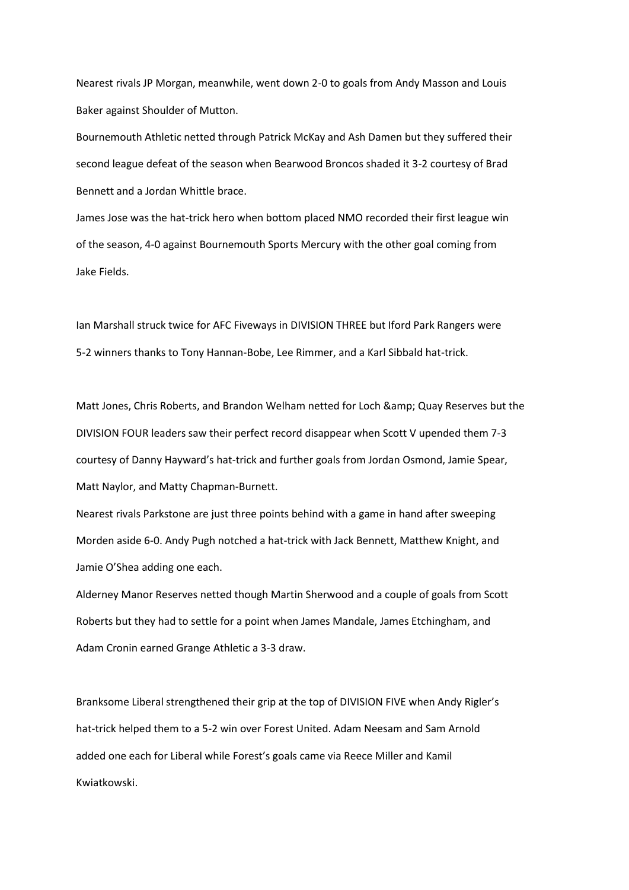Nearest rivals JP Morgan, meanwhile, went down 2-0 to goals from Andy Masson and Louis Baker against Shoulder of Mutton.

Bournemouth Athletic netted through Patrick McKay and Ash Damen but they suffered their second league defeat of the season when Bearwood Broncos shaded it 3-2 courtesy of Brad Bennett and a Jordan Whittle brace.

James Jose was the hat-trick hero when bottom placed NMO recorded their first league win of the season, 4-0 against Bournemouth Sports Mercury with the other goal coming from Jake Fields.

Ian Marshall struck twice for AFC Fiveways in DIVISION THREE but Iford Park Rangers were 5-2 winners thanks to Tony Hannan-Bobe, Lee Rimmer, and a Karl Sibbald hat-trick.

Matt Jones, Chris Roberts, and Brandon Welham netted for Loch &amp; Quay Reserves but the DIVISION FOUR leaders saw their perfect record disappear when Scott V upended them 7-3 courtesy of Danny Hayward's hat-trick and further goals from Jordan Osmond, Jamie Spear, Matt Naylor, and Matty Chapman-Burnett.

Nearest rivals Parkstone are just three points behind with a game in hand after sweeping Morden aside 6-0. Andy Pugh notched a hat-trick with Jack Bennett, Matthew Knight, and Jamie O'Shea adding one each.

Alderney Manor Reserves netted though Martin Sherwood and a couple of goals from Scott Roberts but they had to settle for a point when James Mandale, James Etchingham, and Adam Cronin earned Grange Athletic a 3-3 draw.

Branksome Liberal strengthened their grip at the top of DIVISION FIVE when Andy Rigler's hat-trick helped them to a 5-2 win over Forest United. Adam Neesam and Sam Arnold added one each for Liberal while Forest's goals came via Reece Miller and Kamil Kwiatkowski.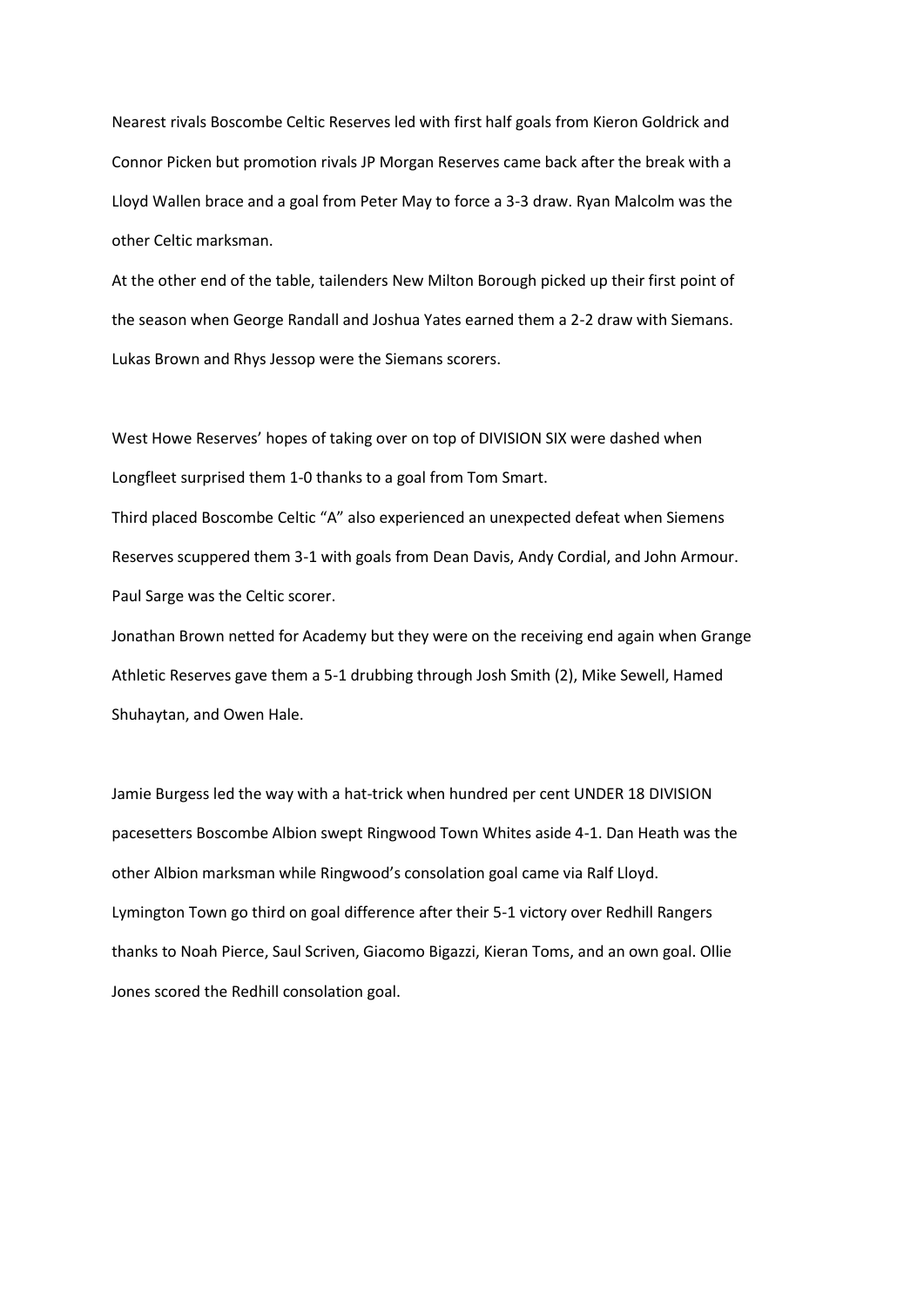Nearest rivals Boscombe Celtic Reserves led with first half goals from Kieron Goldrick and Connor Picken but promotion rivals JP Morgan Reserves came back after the break with a Lloyd Wallen brace and a goal from Peter May to force a 3-3 draw. Ryan Malcolm was the other Celtic marksman.

At the other end of the table, tailenders New Milton Borough picked up their first point of the season when George Randall and Joshua Yates earned them a 2-2 draw with Siemans. Lukas Brown and Rhys Jessop were the Siemans scorers.

West Howe Reserves' hopes of taking over on top of DIVISION SIX were dashed when Longfleet surprised them 1-0 thanks to a goal from Tom Smart.

Third placed Boscombe Celtic "A" also experienced an unexpected defeat when Siemens Reserves scuppered them 3-1 with goals from Dean Davis, Andy Cordial, and John Armour. Paul Sarge was the Celtic scorer.

Jonathan Brown netted for Academy but they were on the receiving end again when Grange Athletic Reserves gave them a 5-1 drubbing through Josh Smith (2), Mike Sewell, Hamed Shuhaytan, and Owen Hale.

Jamie Burgess led the way with a hat-trick when hundred per cent UNDER 18 DIVISION pacesetters Boscombe Albion swept Ringwood Town Whites aside 4-1. Dan Heath was the other Albion marksman while Ringwood's consolation goal came via Ralf Lloyd.

Lymington Town go third on goal difference after their 5-1 victory over Redhill Rangers thanks to Noah Pierce, Saul Scriven, Giacomo Bigazzi, Kieran Toms, and an own goal. Ollie Jones scored the Redhill consolation goal.